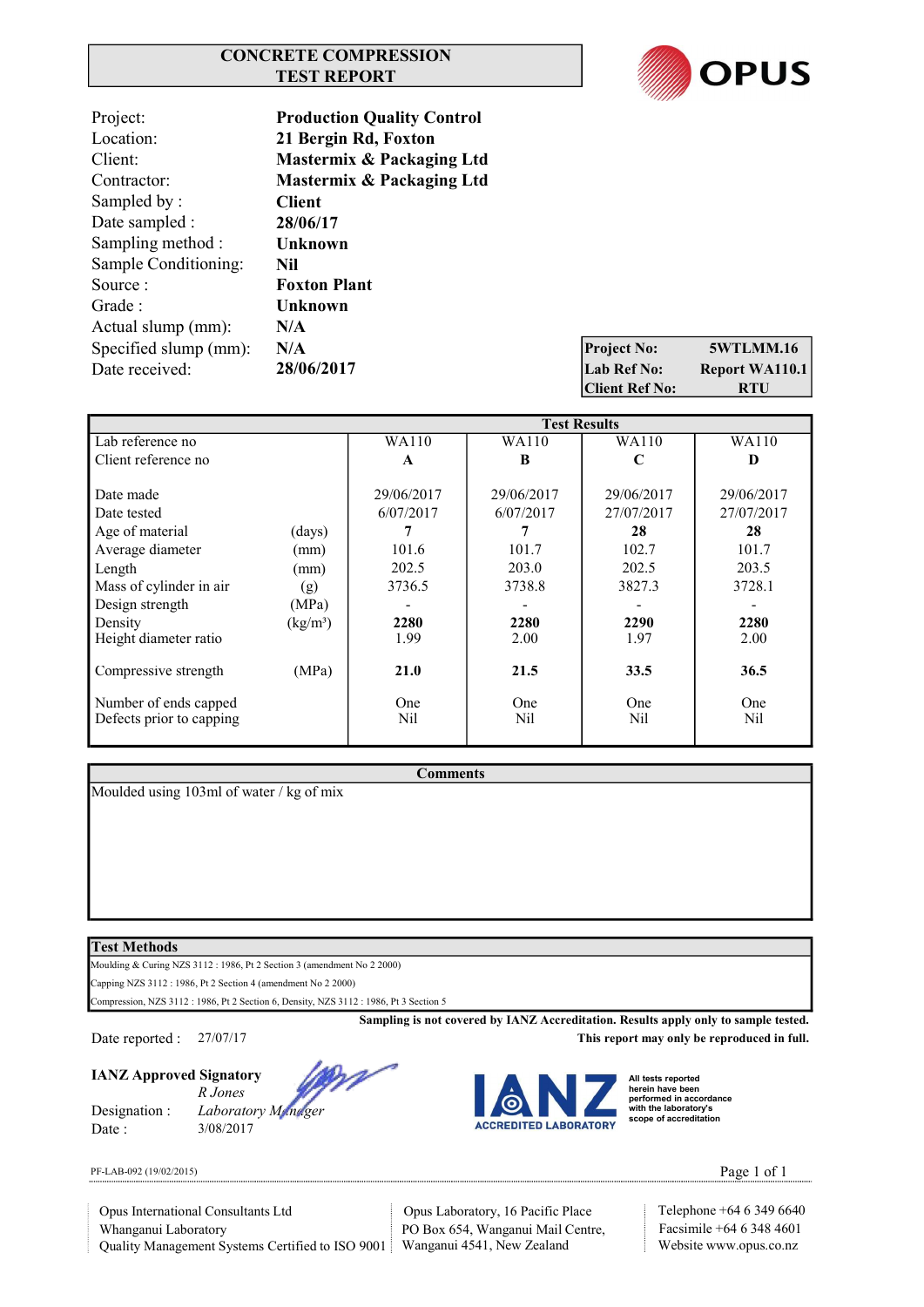# CONCRETE COMPRESSION TEST REPORT

OPUS

| | |
|---|---|
| Project: | **Production Quality Control** |
| Location: | **21 Bergin Rd, Foxton** |
| Client: | **Mastermix & Packaging Ltd** |
| Contractor: | **Mastermix & Packaging Ltd** |
| Sampled by : | **Client** |
| Date sampled : | **28/06/17** |
| Sampling method : | **Unknown** |
| Sample Conditioning: | **Nil** |
| Source : | **Foxton Plant** |
| Grade : | **Unknown** |
| Actual slump (mm): | **N/A** |
| Specified slump (mm): | **N/A** |
| Date received: | **28/06/2017** |

| | |
|---|---|
| **Project No:** | **5WTLMM.16** |
| **Lab Ref No:** | **Report WA110.1** |
| **Client Ref No:** | **RTU** |

| | | **Test Results** | | | |
|---|---|---|---|---|---|
| Lab reference no | | WA110 | WA110 | WA110 | WA110 |
| Client reference no | | **A** | **B** | **C** | **D** |
| Date made | | 29/06/2017 | 29/06/2017 | 29/06/2017 | 29/06/2017 |
| Date tested | | 6/07/2017 | 6/07/2017 | 27/07/2017 | 27/07/2017 |
| Age of material | (days) | **7** | **7** | **28** | **28** |
| Average diameter | (mm) | 101.6 | 101.7 | 102.7 | 101.7 |
| Length | (mm) | 202.5 | 203.0 | 202.5 | 203.5 |
| Mass of cylinder in air | (g) | 3736.5 | 3738.8 | 3827.3 | 3728.1 |
| Design strength | (MPa) | - | - | - | - |
| Density | (kg/m³) | **2280** | **2280** | **2290** | **2280** |
| Height diameter ratio | | 1.99 | 2.00 | 1.97 | 2.00 |
| Compressive strength | (MPa) | **21.0** | **21.5** | **33.5** | **36.5** |
| Number of ends capped | | One | One | One | One |
| Defects prior to capping | | Nil | Nil | Nil | Nil |

**Comments**

Moulded using 103ml of water / kg of mix

**Test Methods**

Moulding & Curing NZS 3112 : 1986, Pt 2 Section 3 (amendment No 2 2000)

Capping NZS 3112 : 1986, Pt 2 Section 4 (amendment No 2 2000)

Compression, NZS 3112 : 1986, Pt 2 Section 6, Density, NZS 3112 : 1986, Pt 3 Section 5

**Sampling is not covered by IANZ Accreditation. Results apply only to sample tested.**

**This report may only be reproduced in full.**

Date reported : 27/07/17

**IANZ Approved Signatory**

*R Jones*

Designation : *Laboratory Manager*

Date : 3/08/2017

IANZ ACCREDITED LABORATORY — All tests reported herein have been performed in accordance with the laboratory's scope of accreditation

PF-LAB-092 (19/02/2015)

Opus International Consultants Ltd
Whanganui Laboratory
Quality Management Systems Certified to ISO 9001

Opus Laboratory, 16 Pacific Place
PO Box 654, Wanganui Mail Centre,
Wanganui 4541, New Zealand

Telephone +64 6 349 6640
Facsimile +64 6 348 4601
Website www.opus.co.nz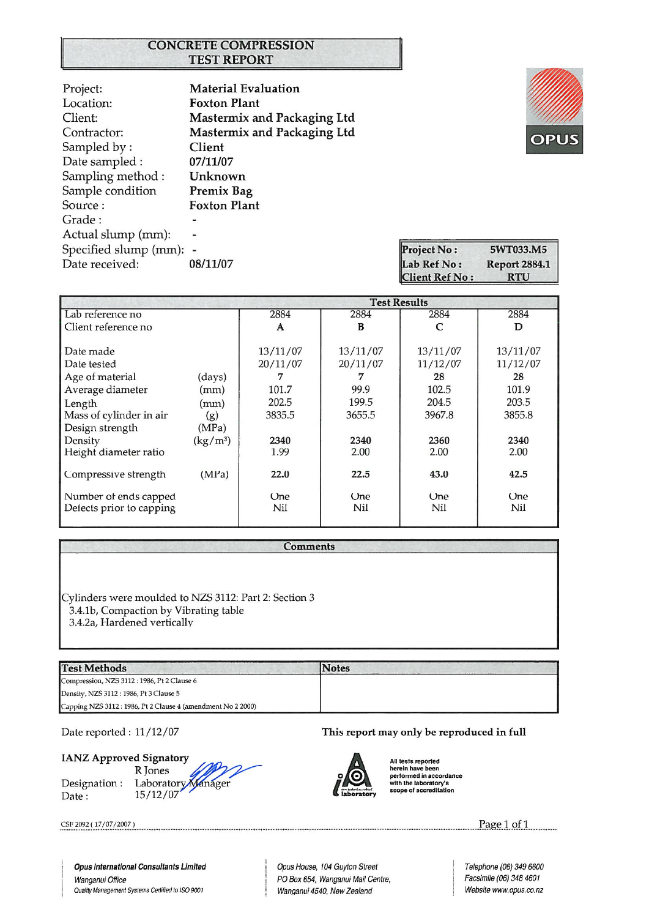# CONCRETE COMPRESSION TEST REPORT

| | |
|---|---|
| Project: | **Material Evaluation** |
| Location: | **Foxton Plant** |
| Client: | **Mastermix and Packaging Ltd** |
| Contractor: | **Mastermix and Packaging Ltd** |
| Sampled by : | **Client** |
| Date sampled : | **07/11/07** |
| Sampling method : | **Unknown** |
| Sample condition | **Premix Bag** |
| Source : | **Foxton Plant** |
| Grade : | - |
| Actual slump (mm): | - |
| Specified slump (mm): | - |
| Date received: | 08/11/07 |

| | |
|---|---|
| **Project No :** | **5WT033.M5** |
| **Lab Ref No :** | **Report 2884.1** |
| **Client Ref No :** | **RTU** |

| | | Test Results | | | |
|---|---|---|---|---|---|
| Lab reference no | | 2884 | 2884 | 2884 | 2884 |
| Client reference no | | **A** | **B** | **C** | **D** |
| Date made | | 13/11/07 | 13/11/07 | 13/11/07 | 13/11/07 |
| Date tested | | 20/11/07 | 20/11/07 | 11/12/07 | 11/12/07 |
| Age of material | (days) | 7 | 7 | 28 | 28 |
| Average diameter | (mm) | 101.7 | 99.9 | 102.5 | 101.9 |
| Length | (mm) | 202.5 | 199.5 | 204.5 | 203.5 |
| Mass of cylinder in air | (g) | 3835.5 | 3655.5 | 3967.8 | 3855.8 |
| Design strength | (MPa) | | | | |
| Density | (kg/m$^3$) | **2340** | **2340** | **2360** | **2340** |
| Height diameter ratio | | 1.99 | 2.00 | 2.00 | 2.00 |
| Compressive strength | (MPa) | **22.0** | **22.5** | **43.0** | **42.5** |
| Number of ends capped | | One | One | One | One |
| Defects prior to capping | | Nil | Nil | Nil | Nil |

## Comments

Cylinders were moulded to NZS 3112: Part 2: Section 3
3.4.1b, Compaction by Vibrating table
3.4.2a, Hardened vertically

| Test Methods | Notes |
|---|---|
| Compression, NZS 3112 : 1986, Pt 2 Clause 6 | |
| Density, NZS 3112 : 1986, Pt 3 Clause 5 | |
| Capping NZS 3112 : 1986, Pt 2 Clause 4 (amendment No 2 2000) | |

Date reported : 11/12/07

**This report may only be reproduced in full**

**IANZ Approved Signatory**
R Jones
Designation : Laboratory Manager
Date : 15/12/07

All tests reported herein have been performed in accordance with the laboratory's scope of accreditation

CSF 2092 ( 17/07/2007 )

*Opus International Consultants Limited*
*Wanganui Office*
*Quality Management Systems Certified to ISO 9001*

*Opus House, 104 Guyton Street*
*PO Box 654, Wanganui Mail Centre,*
*Wanganui 4540, New Zealand*

*Telephone (06) 349 6800*
*Facsimile (06) 348 4601*
*Website www.opus.co.nz*